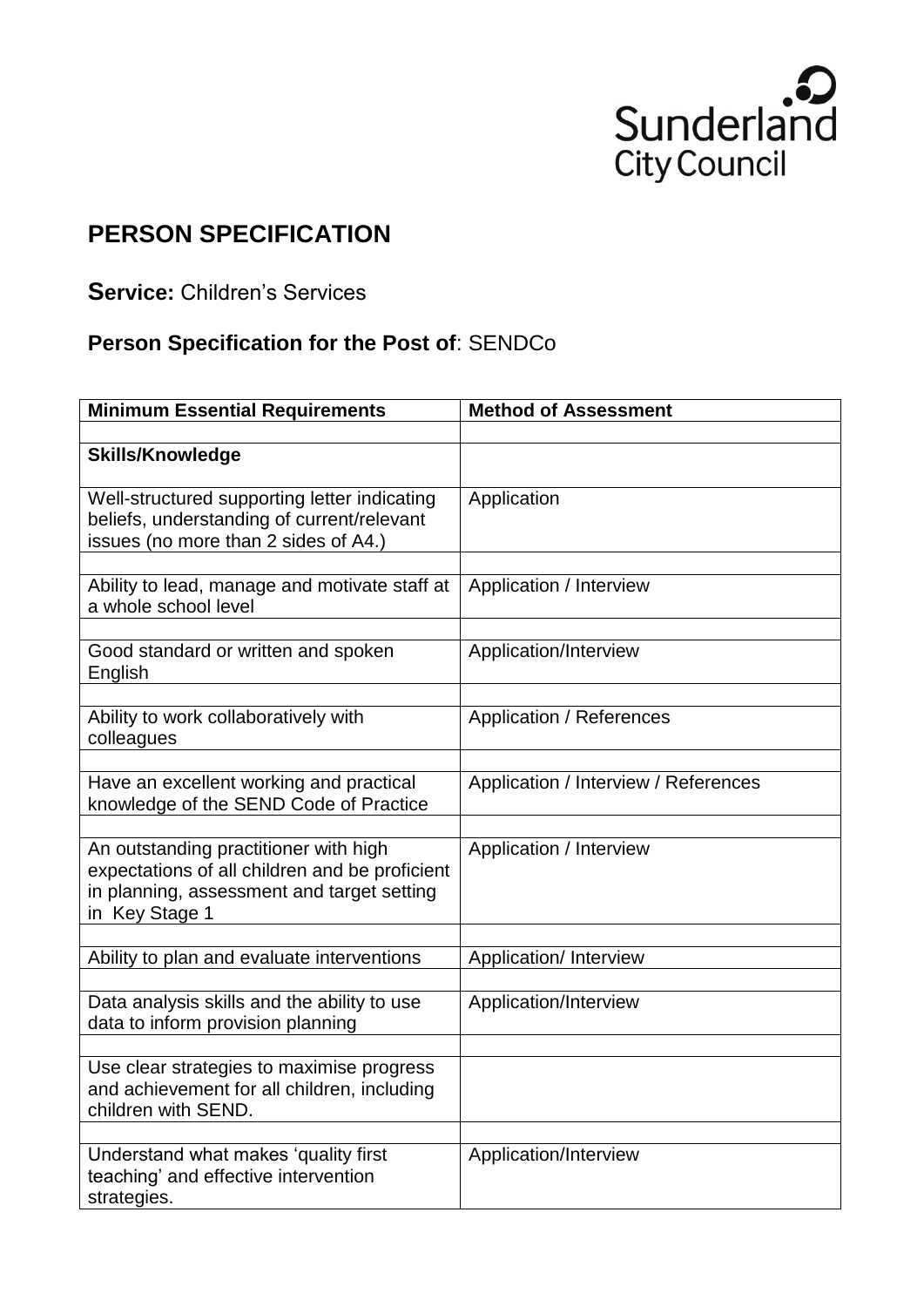Sunderland City Council

## PERSON SPECIFICATION

**Service:** Children's Services

**Person Specification for the Post of**: SENDCo

| Minimum Essential Requirements | Method of Assessment |
|---|---|
| | |
| **Skills/Knowledge** | |
| Well-structured supporting letter indicating beliefs, understanding of current/relevant issues (no more than 2 sides of A4.) | Application |
| | |
| Ability to lead, manage and motivate staff at a whole school level | Application / Interview |
| | |
| Good standard or written and spoken English | Application/Interview |
| | |
| Ability to work collaboratively with colleagues | Application / References |
| | |
| Have an excellent working and practical knowledge of the SEND Code of Practice | Application / Interview / References |
| | |
| An outstanding practitioner with high expectations of all children and be proficient in planning, assessment and target setting in Key Stage 1 | Application / Interview |
| | |
| Ability to plan and evaluate interventions | Application/ Interview |
| | |
| Data analysis skills and the ability to use data to inform provision planning | Application/Interview |
| | |
| Use clear strategies to maximise progress and achievement for all children, including children with SEND. | |
| | |
| Understand what makes 'quality first teaching' and effective intervention strategies. | Application/Interview |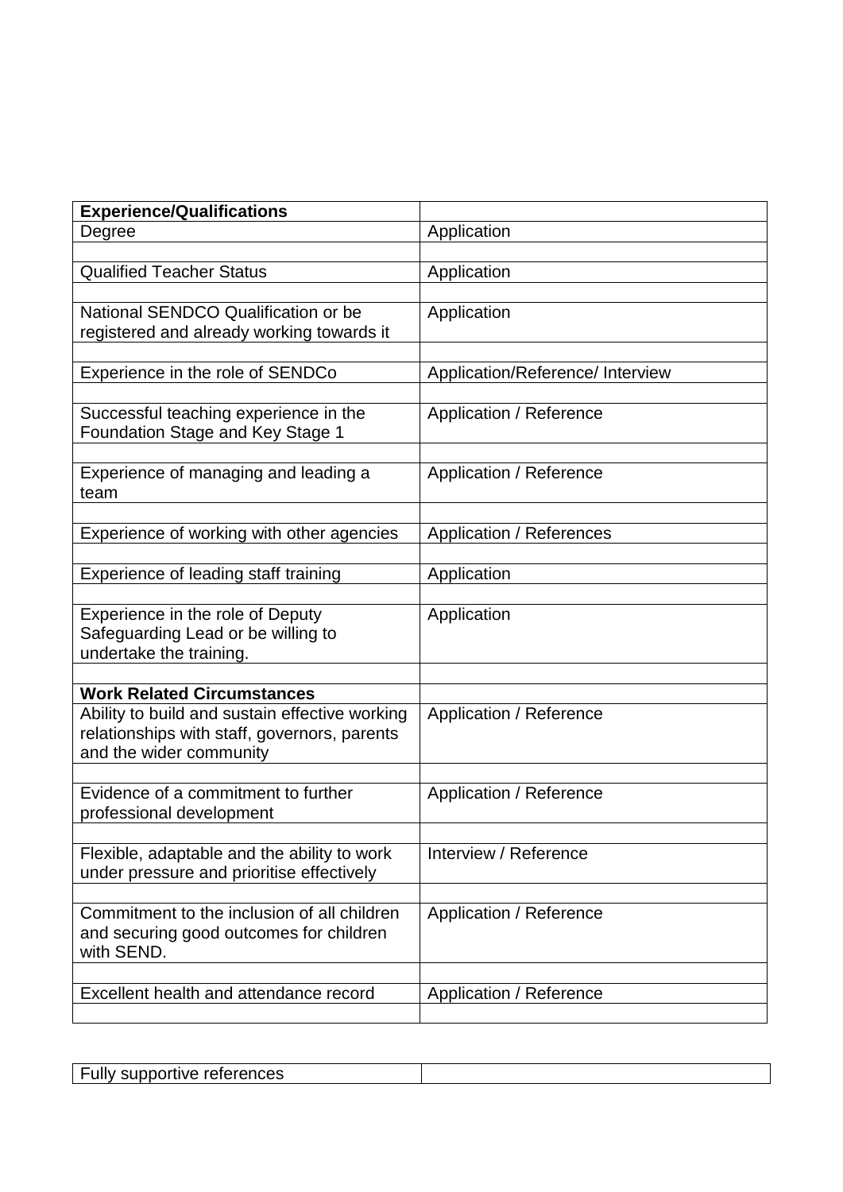| | |
|---|---|
| **Experience/Qualifications** | |
| Degree | Application |
| | |
| Qualified Teacher Status | Application |
| | |
| National SENDCO Qualification or be registered and already working towards it | Application |
| | |
| Experience in the role of SENDCo | Application/Reference/ Interview |
| | |
| Successful teaching experience in the Foundation Stage and Key Stage 1 | Application / Reference |
| | |
| Experience of managing and leading a team | Application / Reference |
| | |
| Experience of working with other agencies | Application / References |
| | |
| Experience of leading staff training | Application |
| | |
| Experience in the role of Deputy Safeguarding Lead or be willing to undertake the training. | Application |
| | |
| **Work Related Circumstances** | |
| Ability to build and sustain effective working relationships with staff, governors, parents and the wider community | Application / Reference |
| | |
| Evidence of a commitment to further professional development | Application / Reference |
| | |
| Flexible, adaptable and the ability to work under pressure and prioritise effectively | Interview / Reference |
| | |
| Commitment to the inclusion of all children and securing good outcomes for children with SEND. | Application / Reference |
| | |
| Excellent health and attendance record | Application / Reference |
| | |

| | |
|---|---|
| Fully supportive references | |